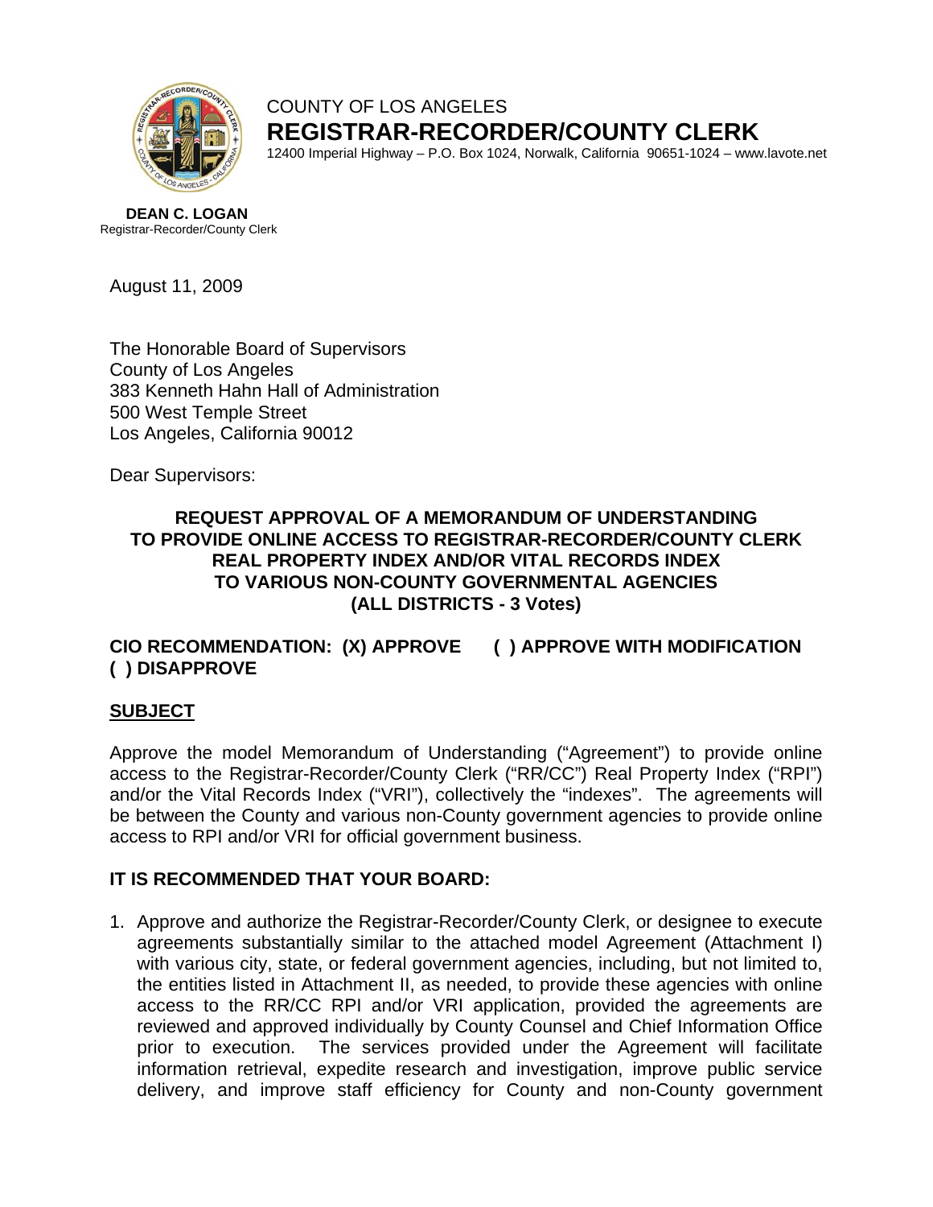COUNTY OF LOS ANGELES
**REGISTRAR-RECORDER/COUNTY CLERK**
12400 Imperial Highway – P.O. Box 1024, Norwalk, California 90651-1024 – www.lavote.net

**DEAN C. LOGAN**
Registrar-Recorder/County Clerk

August 11, 2009

The Honorable Board of Supervisors
County of Los Angeles
383 Kenneth Hahn Hall of Administration
500 West Temple Street
Los Angeles, California 90012

Dear Supervisors:

**REQUEST APPROVAL OF A MEMORANDUM OF UNDERSTANDING TO PROVIDE ONLINE ACCESS TO REGISTRAR-RECORDER/COUNTY CLERK REAL PROPERTY INDEX AND/OR VITAL RECORDS INDEX TO VARIOUS NON-COUNTY GOVERNMENTAL AGENCIES (ALL DISTRICTS - 3 Votes)**

**CIO RECOMMENDATION: (X) APPROVE ( ) APPROVE WITH MODIFICATION ( ) DISAPPROVE**

## SUBJECT

Approve the model Memorandum of Understanding ("Agreement") to provide online access to the Registrar-Recorder/County Clerk ("RR/CC") Real Property Index ("RPI") and/or the Vital Records Index ("VRI"), collectively the "indexes". The agreements will be between the County and various non-County government agencies to provide online access to RPI and/or VRI for official government business.

## IT IS RECOMMENDED THAT YOUR BOARD:

1. Approve and authorize the Registrar-Recorder/County Clerk, or designee to execute agreements substantially similar to the attached model Agreement (Attachment I) with various city, state, or federal government agencies, including, but not limited to, the entities listed in Attachment II, as needed, to provide these agencies with online access to the RR/CC RPI and/or VRI application, provided the agreements are reviewed and approved individually by County Counsel and Chief Information Office prior to execution. The services provided under the Agreement will facilitate information retrieval, expedite research and investigation, improve public service delivery, and improve staff efficiency for County and non-County government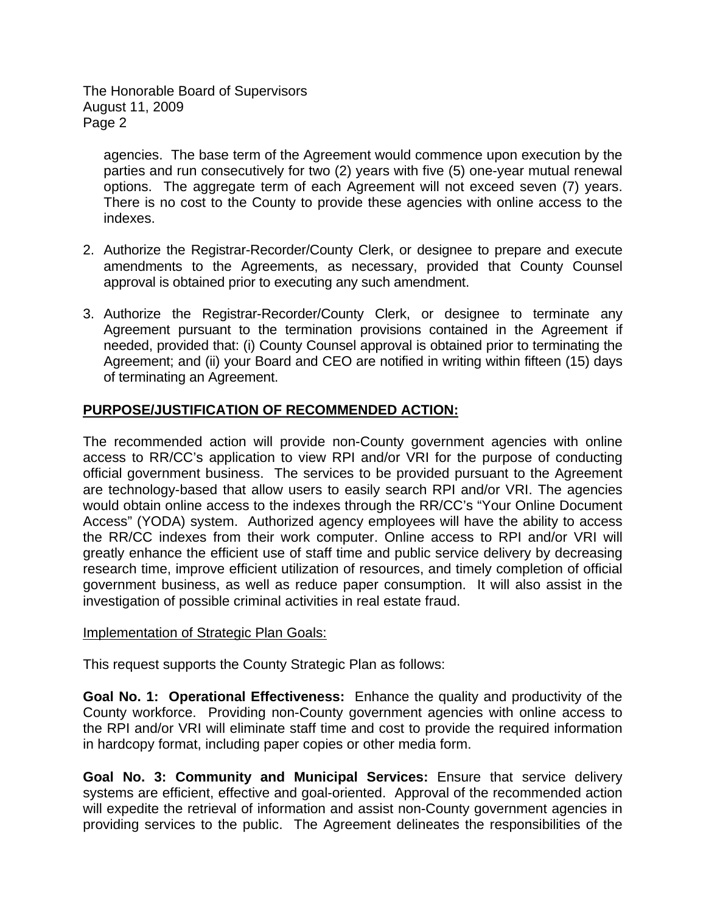agencies. The base term of the Agreement would commence upon execution by the parties and run consecutively for two (2) years with five (5) one-year mutual renewal options. The aggregate term of each Agreement will not exceed seven (7) years. There is no cost to the County to provide these agencies with online access to the indexes.

2. Authorize the Registrar-Recorder/County Clerk, or designee to prepare and execute amendments to the Agreements, as necessary, provided that County Counsel approval is obtained prior to executing any such amendment.

3. Authorize the Registrar-Recorder/County Clerk, or designee to terminate any Agreement pursuant to the termination provisions contained in the Agreement if needed, provided that: (i) County Counsel approval is obtained prior to terminating the Agreement; and (ii) your Board and CEO are notified in writing within fifteen (15) days of terminating an Agreement.

## PURPOSE/JUSTIFICATION OF RECOMMENDED ACTION:

The recommended action will provide non-County government agencies with online access to RR/CC's application to view RPI and/or VRI for the purpose of conducting official government business. The services to be provided pursuant to the Agreement are technology-based that allow users to easily search RPI and/or VRI. The agencies would obtain online access to the indexes through the RR/CC's "Your Online Document Access" (YODA) system. Authorized agency employees will have the ability to access the RR/CC indexes from their work computer. Online access to RPI and/or VRI will greatly enhance the efficient use of staff time and public service delivery by decreasing research time, improve efficient utilization of resources, and timely completion of official government business, as well as reduce paper consumption. It will also assist in the investigation of possible criminal activities in real estate fraud.

Implementation of Strategic Plan Goals:

This request supports the County Strategic Plan as follows:

**Goal No. 1: Operational Effectiveness:** Enhance the quality and productivity of the County workforce. Providing non-County government agencies with online access to the RPI and/or VRI will eliminate staff time and cost to provide the required information in hardcopy format, including paper copies or other media form.

**Goal No. 3: Community and Municipal Services:** Ensure that service delivery systems are efficient, effective and goal-oriented. Approval of the recommended action will expedite the retrieval of information and assist non-County government agencies in providing services to the public. The Agreement delineates the responsibilities of the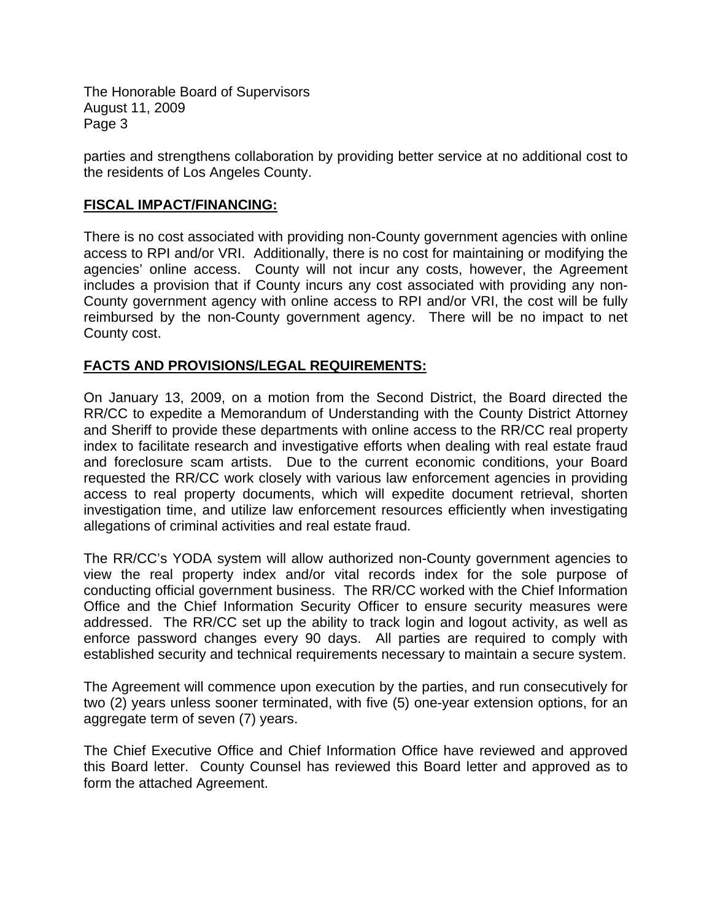parties and strengthens collaboration by providing better service at no additional cost to the residents of Los Angeles County.

## FISCAL IMPACT/FINANCING:

There is no cost associated with providing non-County government agencies with online access to RPI and/or VRI. Additionally, there is no cost for maintaining or modifying the agencies' online access. County will not incur any costs, however, the Agreement includes a provision that if County incurs any cost associated with providing any non-County government agency with online access to RPI and/or VRI, the cost will be fully reimbursed by the non-County government agency. There will be no impact to net County cost.

## FACTS AND PROVISIONS/LEGAL REQUIREMENTS:

On January 13, 2009, on a motion from the Second District, the Board directed the RR/CC to expedite a Memorandum of Understanding with the County District Attorney and Sheriff to provide these departments with online access to the RR/CC real property index to facilitate research and investigative efforts when dealing with real estate fraud and foreclosure scam artists. Due to the current economic conditions, your Board requested the RR/CC work closely with various law enforcement agencies in providing access to real property documents, which will expedite document retrieval, shorten investigation time, and utilize law enforcement resources efficiently when investigating allegations of criminal activities and real estate fraud.

The RR/CC's YODA system will allow authorized non-County government agencies to view the real property index and/or vital records index for the sole purpose of conducting official government business. The RR/CC worked with the Chief Information Office and the Chief Information Security Officer to ensure security measures were addressed. The RR/CC set up the ability to track login and logout activity, as well as enforce password changes every 90 days. All parties are required to comply with established security and technical requirements necessary to maintain a secure system.

The Agreement will commence upon execution by the parties, and run consecutively for two (2) years unless sooner terminated, with five (5) one-year extension options, for an aggregate term of seven (7) years.

The Chief Executive Office and Chief Information Office have reviewed and approved this Board letter. County Counsel has reviewed this Board letter and approved as to form the attached Agreement.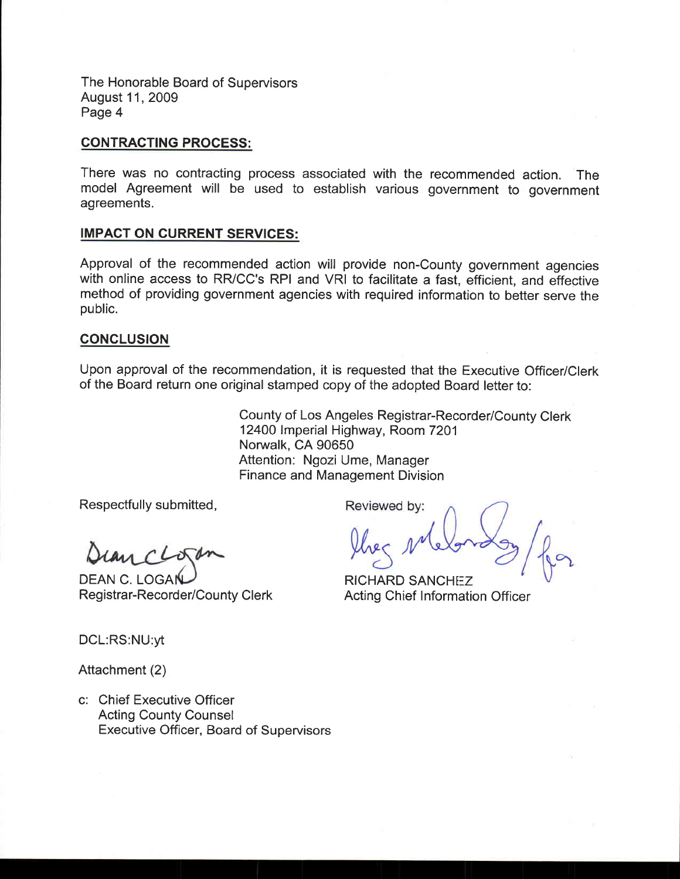The Honorable Board of Supervisors
August 11, 2009

## CONTRACTING PROCESS:

There was no contracting process associated with the recommended action. The model Agreement will be used to establish various government to government agreements.

## IMPACT ON CURRENT SERVICES:

Approval of the recommended action will provide non-County government agencies with online access to RR/CC's RPI and VRI to facilitate a fast, efficient, and effective method of providing government agencies with required information to better serve the public.

## CONCLUSION

Upon approval of the recommendation, it is requested that the Executive Officer/Clerk of the Board return one original stamped copy of the adopted Board letter to:

County of Los Angeles Registrar-Recorder/County Clerk
12400 Imperial Highway, Room 7201
Norwalk, CA 90650
Attention: Ngozi Ume, Manager
Finance and Management Division

Respectfully submitted,

DEAN C. LOGAN
Registrar-Recorder/County Clerk

Reviewed by:

RICHARD SANCHEZ
Acting Chief Information Officer

DCL:RS:NU:yt

Attachment (2)

c: Chief Executive Officer
Acting County Counsel
Executive Officer, Board of Supervisors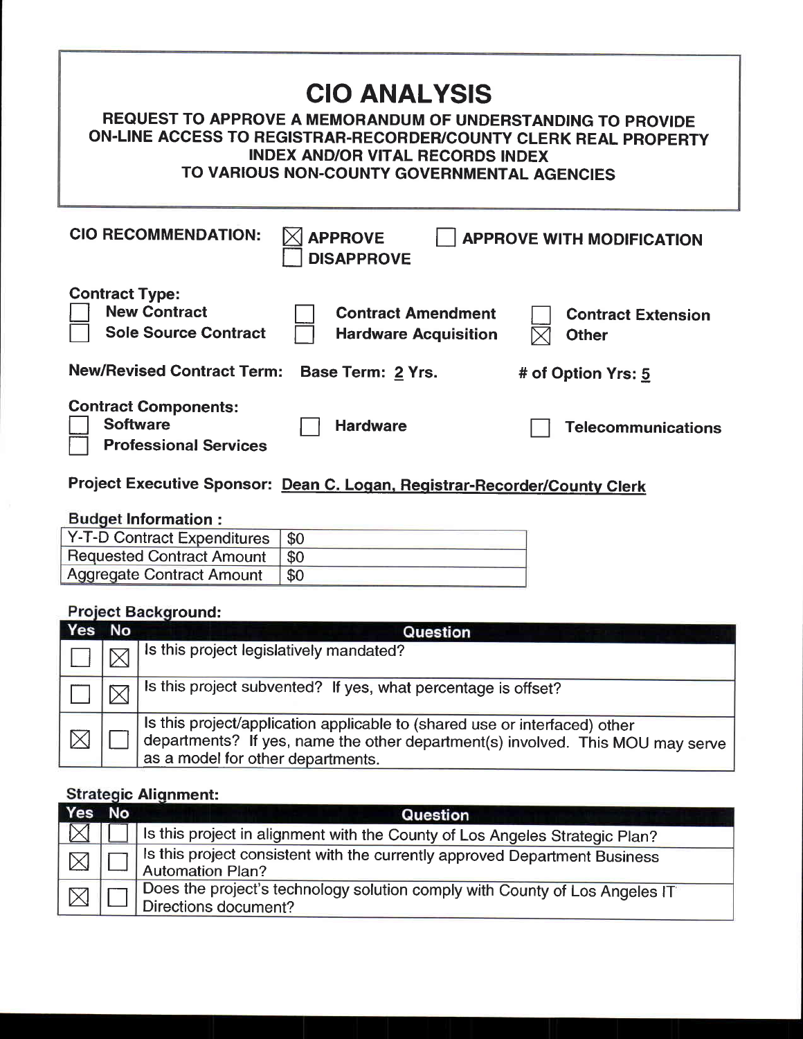# CIO ANALYSIS

## REQUEST TO APPROVE A MEMORANDUM OF UNDERSTANDING TO PROVIDE ON-LINE ACCESS TO REGISTRAR-RECORDER/COUNTY CLERK REAL PROPERTY INDEX AND/OR VITAL RECORDS INDEX TO VARIOUS NON-COUNTY GOVERNMENTAL AGENCIES

**CIO RECOMMENDATION:** ☒ **APPROVE** ☐ **APPROVE WITH MODIFICATION** ☐ **DISAPPROVE**

**Contract Type:**

☐ **New Contract** ☐ **Contract Amendment** ☐ **Contract Extension**
☐ **Sole Source Contract** ☐ **Hardware Acquisition** ☒ **Other**

**New/Revised Contract Term:** **Base Term: 2 Yrs.** **# of Option Yrs: 5**

**Contract Components:**

☐ **Software** ☐ **Hardware** ☐ **Telecommunications**
☐ **Professional Services**

**Project Executive Sponsor:** **Dean C. Logan, Registrar-Recorder/County Clerk**

**Budget Information :**

| | |
|---|---|
| Y-T-D Contract Expenditures | $0 |
| Requested Contract Amount | $0 |
| Aggregate Contract Amount | $0 |

**Project Background:**

| Yes | No | Question |
|---|---|---|
| ☐ | ☒ | Is this project legislatively mandated? |
| ☐ | ☒ | Is this project subvented? If yes, what percentage is offset? |
| ☒ | ☐ | Is this project/application applicable to (shared use or interfaced) other departments? If yes, name the other department(s) involved. This MOU may serve as a model for other departments. |

**Strategic Alignment:**

| Yes | No | Question |
|---|---|---|
| ☒ | ☐ | Is this project in alignment with the County of Los Angeles Strategic Plan? |
| ☒ | ☐ | Is this project consistent with the currently approved Department Business Automation Plan? |
| ☒ | ☐ | Does the project's technology solution comply with County of Los Angeles IT Directions document? |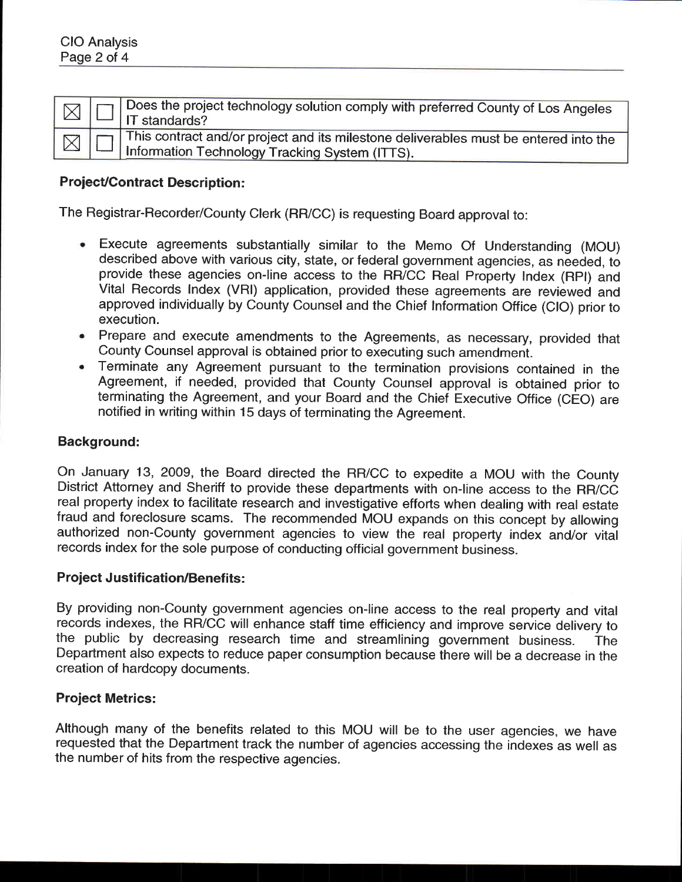| ☒ | ☐ | Does the project technology solution comply with preferred County of Los Angeles IT standards? |
|---|---|---|
| ☒ | ☐ | This contract and/or project and its milestone deliverables must be entered into the Information Technology Tracking System (ITTS). |

**Project/Contract Description:**

The Registrar-Recorder/County Clerk (RR/CC) is requesting Board approval to:

- Execute agreements substantially similar to the Memo Of Understanding (MOU) described above with various city, state, or federal government agencies, as needed, to provide these agencies on-line access to the RR/CC Real Property Index (RPI) and Vital Records Index (VRI) application, provided these agreements are reviewed and approved individually by County Counsel and the Chief Information Office (CIO) prior to execution.
- Prepare and execute amendments to the Agreements, as necessary, provided that County Counsel approval is obtained prior to executing such amendment.
- Terminate any Agreement pursuant to the termination provisions contained in the Agreement, if needed, provided that County Counsel approval is obtained prior to terminating the Agreement, and your Board and the Chief Executive Office (CEO) are notified in writing within 15 days of terminating the Agreement.

**Background:**

On January 13, 2009, the Board directed the RR/CC to expedite a MOU with the County District Attorney and Sheriff to provide these departments with on-line access to the RR/CC real property index to facilitate research and investigative efforts when dealing with real estate fraud and foreclosure scams. The recommended MOU expands on this concept by allowing authorized non-County government agencies to view the real property index and/or vital records index for the sole purpose of conducting official government business.

**Project Justification/Benefits:**

By providing non-County government agencies on-line access to the real property and vital records indexes, the RR/CC will enhance staff time efficiency and improve service delivery to the public by decreasing research time and streamlining government business. The Department also expects to reduce paper consumption because there will be a decrease in the creation of hardcopy documents.

**Project Metrics:**

Although many of the benefits related to this MOU will be to the user agencies, we have requested that the Department track the number of agencies accessing the indexes as well as the number of hits from the respective agencies.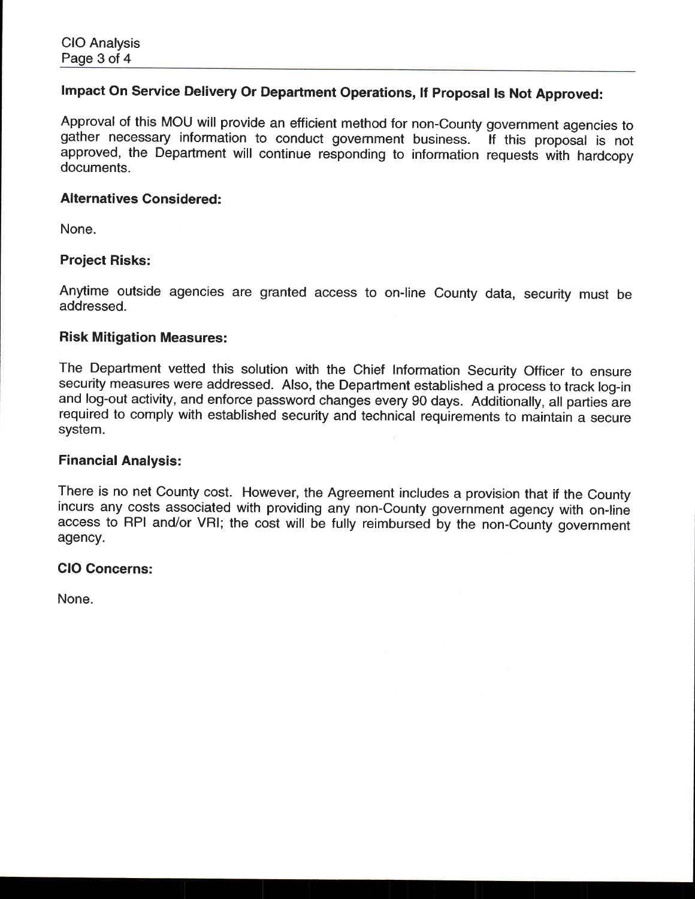### Impact On Service Delivery Or Department Operations, If Proposal Is Not Approved:

Approval of this MOU will provide an efficient method for non-County government agencies to gather necessary information to conduct government business. If this proposal is not approved, the Department will continue responding to information requests with hardcopy documents.

**Alternatives Considered:**

None.

**Project Risks:**

Anytime outside agencies are granted access to on-line County data, security must be addressed.

**Risk Mitigation Measures:**

The Department vetted this solution with the Chief Information Security Officer to ensure security measures were addressed. Also, the Department established a process to track log-in and log-out activity, and enforce password changes every 90 days. Additionally, all parties are required to comply with established security and technical requirements to maintain a secure system.

**Financial Analysis:**

There is no net County cost. However, the Agreement includes a provision that if the County incurs any costs associated with providing any non-County government agency with on-line access to RPI and/or VRI; the cost will be fully reimbursed by the non-County government agency.

**CIO Concerns:**

None.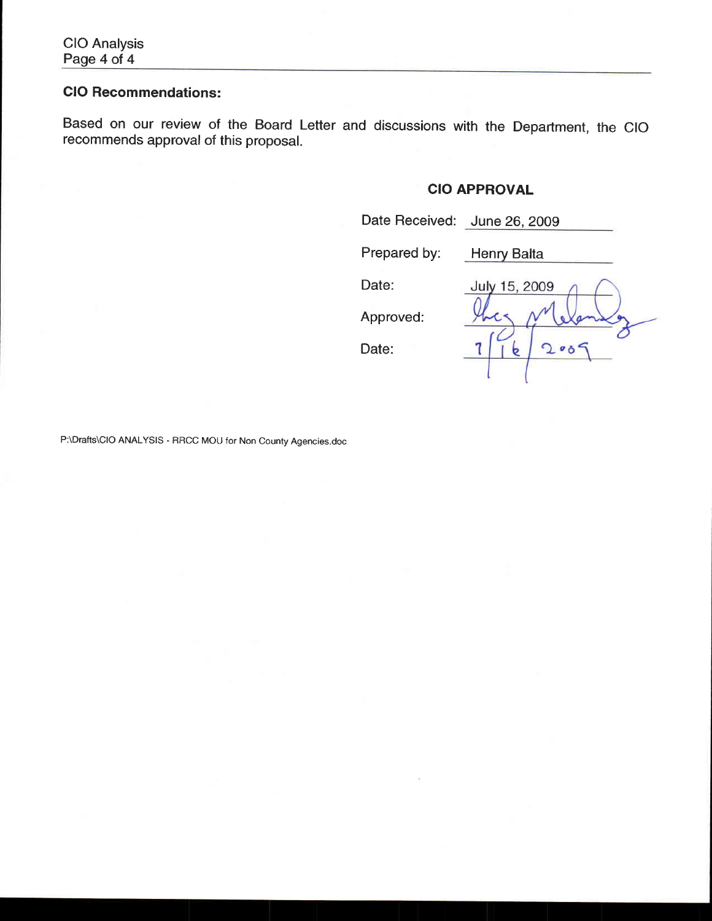## CIO Recommendations:

Based on our review of the Board Letter and discussions with the Department, the CIO recommends approval of this proposal.

### CIO APPROVAL

| | |
|---|---|
| Date Received: | June 26, 2009 |
| Prepared by: | Henry Balta |
| Date: | July 15, 2009 |
| Approved: | [signature] |
| Date: | 7/16/2009 |

P:\Drafts\CIO ANALYSIS - RRCC MOU for Non County Agencies.doc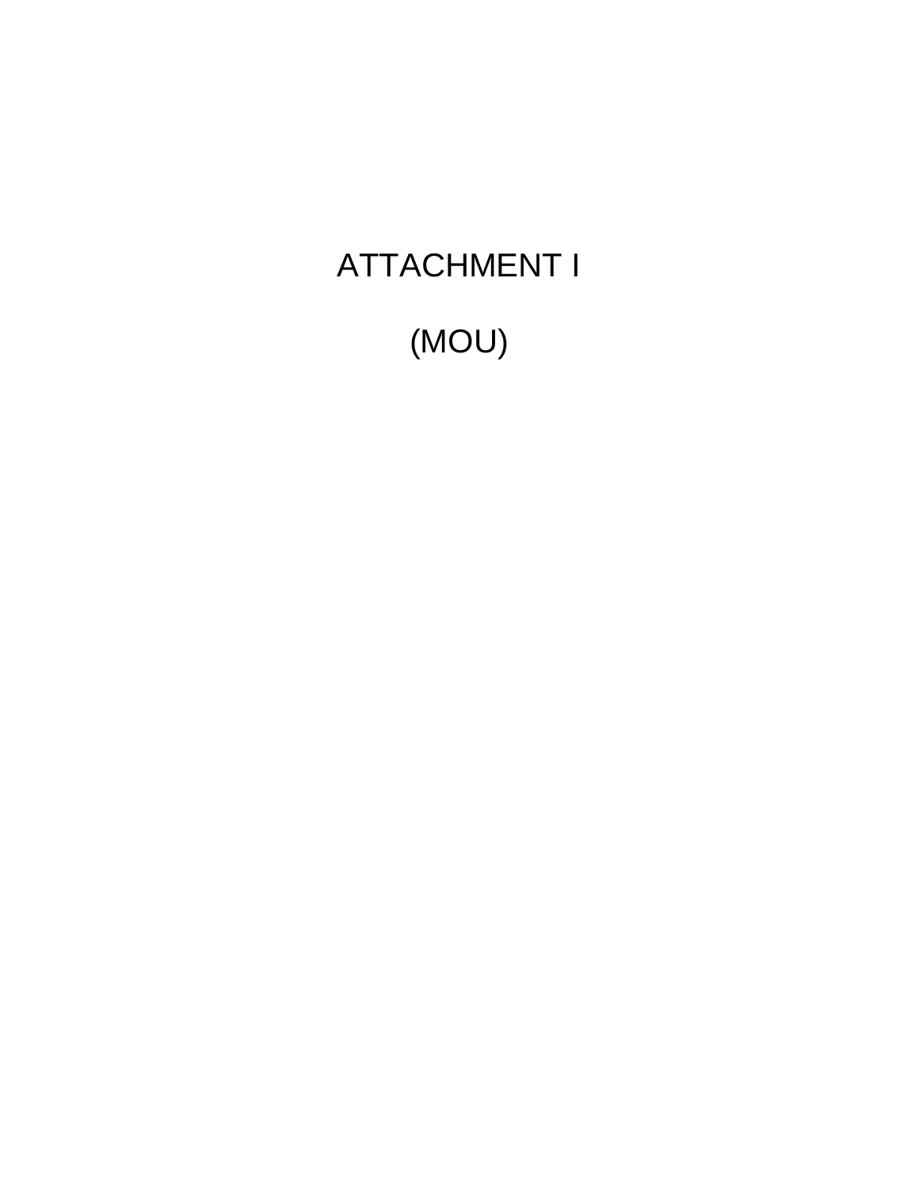# ATTACHMENT I

# (MOU)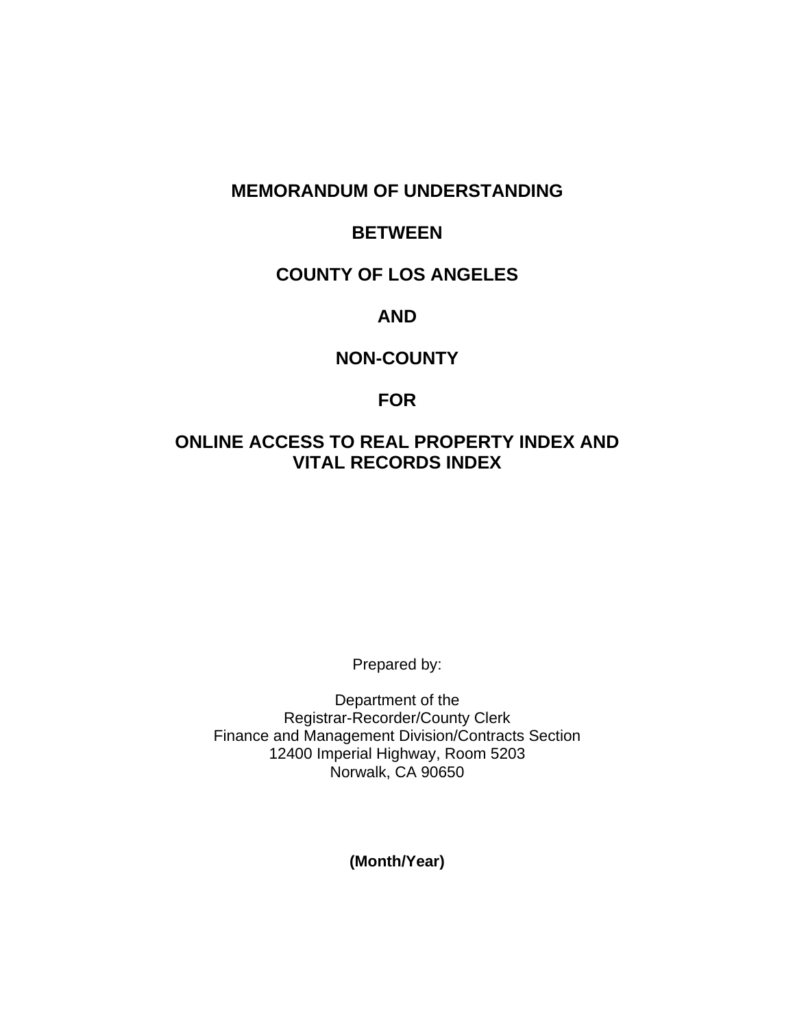# MEMORANDUM OF UNDERSTANDING

# BETWEEN

# COUNTY OF LOS ANGELES

# AND

# NON-COUNTY

# FOR

# ONLINE ACCESS TO REAL PROPERTY INDEX AND VITAL RECORDS INDEX

Prepared by:

Department of the
Registrar-Recorder/County Clerk
Finance and Management Division/Contracts Section
12400 Imperial Highway, Room 5203
Norwalk, CA 90650

**(Month/Year)**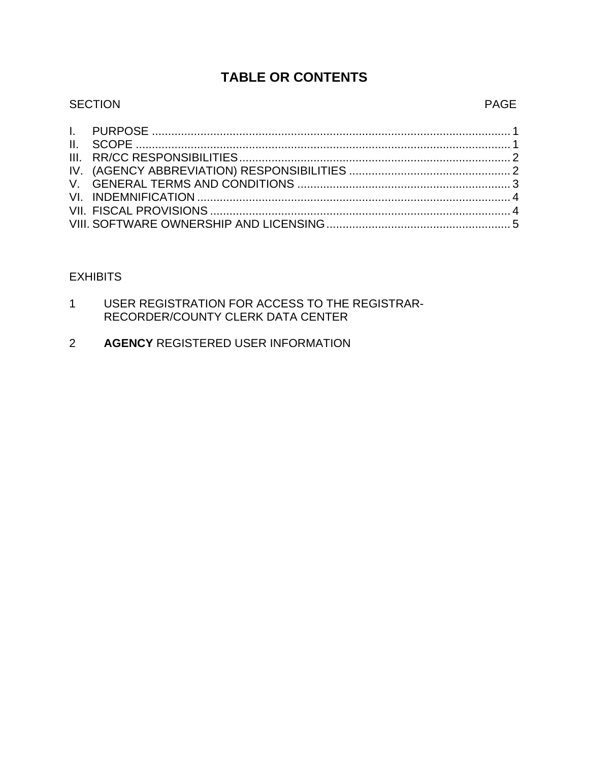# TABLE OR CONTENTS

| SECTION | PAGE |
|---|---|
| I. PURPOSE | 1 |
| II. SCOPE | 1 |
| III. RR/CC RESPONSIBILITIES | 2 |
| IV. (AGENCY ABBREVIATION) RESPONSIBILITIES | 2 |
| V. GENERAL TERMS AND CONDITIONS | 3 |
| VI. INDEMNIFICATION | 4 |
| VII. FISCAL PROVISIONS | 4 |
| VIII. SOFTWARE OWNERSHIP AND LICENSING | 5 |

EXHIBITS

1 USER REGISTRATION FOR ACCESS TO THE REGISTRAR-RECORDER/COUNTY CLERK DATA CENTER

2 **AGENCY** REGISTERED USER INFORMATION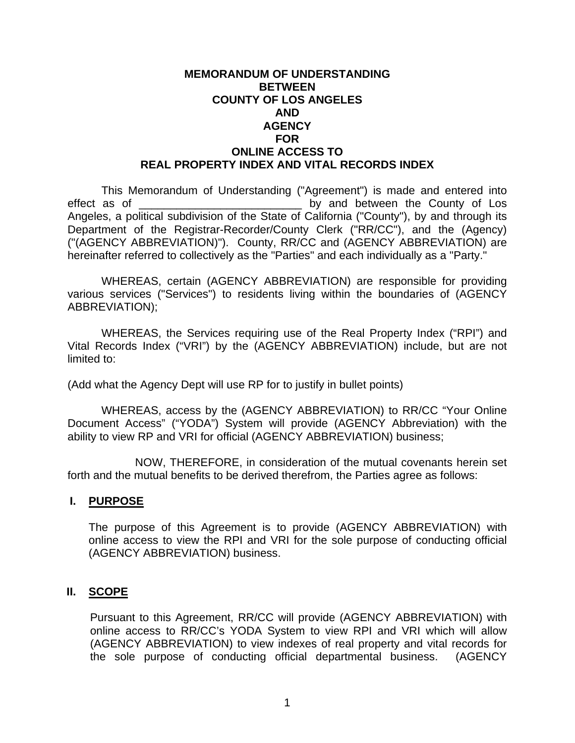**MEMORANDUM OF UNDERSTANDING**
**BETWEEN**
**COUNTY OF LOS ANGELES**
**AND**
**AGENCY**
**FOR**
**ONLINE ACCESS TO**
**REAL PROPERTY INDEX AND VITAL RECORDS INDEX**

This Memorandum of Understanding ("Agreement") is made and entered into effect as of __________________________ by and between the County of Los Angeles, a political subdivision of the State of California ("County"), by and through its Department of the Registrar-Recorder/County Clerk ("RR/CC"), and the (Agency) ("(AGENCY ABBREVIATION)"). County, RR/CC and (AGENCY ABBREVIATION) are hereinafter referred to collectively as the "Parties" and each individually as a "Party."

WHEREAS, certain (AGENCY ABBREVIATION) are responsible for providing various services ("Services") to residents living within the boundaries of (AGENCY ABBREVIATION);

WHEREAS, the Services requiring use of the Real Property Index ("RPI") and Vital Records Index ("VRI") by the (AGENCY ABBREVIATION) include, but are not limited to:

(Add what the Agency Dept will use RP for to justify in bullet points)

WHEREAS, access by the (AGENCY ABBREVIATION) to RR/CC "Your Online Document Access" ("YODA") System will provide (AGENCY Abbreviation) with the ability to view RP and VRI for official (AGENCY ABBREVIATION) business;

NOW, THEREFORE, in consideration of the mutual covenants herein set forth and the mutual benefits to be derived therefrom, the Parties agree as follows:

## I. PURPOSE

The purpose of this Agreement is to provide (AGENCY ABBREVIATION) with online access to view the RPI and VRI for the sole purpose of conducting official (AGENCY ABBREVIATION) business.

## II. SCOPE

Pursuant to this Agreement, RR/CC will provide (AGENCY ABBREVIATION) with online access to RR/CC's YODA System to view RPI and VRI which will allow (AGENCY ABBREVIATION) to view indexes of real property and vital records for the sole purpose of conducting official departmental business. (AGENCY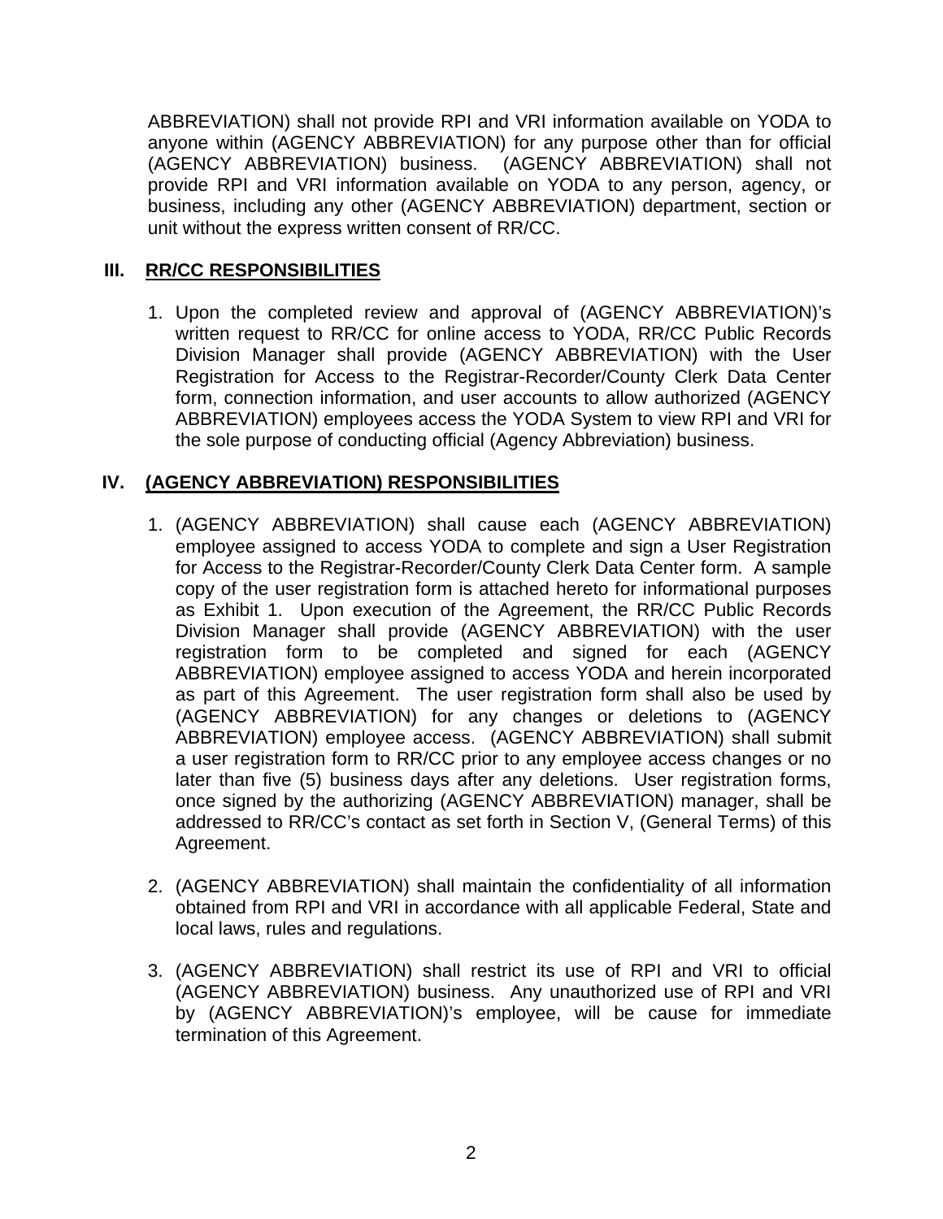ABBREVIATION) shall not provide RPI and VRI information available on YODA to anyone within (AGENCY ABBREVIATION) for any purpose other than for official (AGENCY ABBREVIATION) business. (AGENCY ABBREVIATION) shall not provide RPI and VRI information available on YODA to any person, agency, or business, including any other (AGENCY ABBREVIATION) department, section or unit without the express written consent of RR/CC.

## III. RR/CC RESPONSIBILITIES

1. Upon the completed review and approval of (AGENCY ABBREVIATION)'s written request to RR/CC for online access to YODA, RR/CC Public Records Division Manager shall provide (AGENCY ABBREVIATION) with the User Registration for Access to the Registrar-Recorder/County Clerk Data Center form, connection information, and user accounts to allow authorized (AGENCY ABBREVIATION) employees access the YODA System to view RPI and VRI for the sole purpose of conducting official (Agency Abbreviation) business.

## IV. (AGENCY ABBREVIATION) RESPONSIBILITIES

1. (AGENCY ABBREVIATION) shall cause each (AGENCY ABBREVIATION) employee assigned to access YODA to complete and sign a User Registration for Access to the Registrar-Recorder/County Clerk Data Center form. A sample copy of the user registration form is attached hereto for informational purposes as Exhibit 1. Upon execution of the Agreement, the RR/CC Public Records Division Manager shall provide (AGENCY ABBREVIATION) with the user registration form to be completed and signed for each (AGENCY ABBREVIATION) employee assigned to access YODA and herein incorporated as part of this Agreement. The user registration form shall also be used by (AGENCY ABBREVIATION) for any changes or deletions to (AGENCY ABBREVIATION) employee access. (AGENCY ABBREVIATION) shall submit a user registration form to RR/CC prior to any employee access changes or no later than five (5) business days after any deletions. User registration forms, once signed by the authorizing (AGENCY ABBREVIATION) manager, shall be addressed to RR/CC's contact as set forth in Section V, (General Terms) of this Agreement.

2. (AGENCY ABBREVIATION) shall maintain the confidentiality of all information obtained from RPI and VRI in accordance with all applicable Federal, State and local laws, rules and regulations.

3. (AGENCY ABBREVIATION) shall restrict its use of RPI and VRI to official (AGENCY ABBREVIATION) business. Any unauthorized use of RPI and VRI by (AGENCY ABBREVIATION)'s employee, will be cause for immediate termination of this Agreement.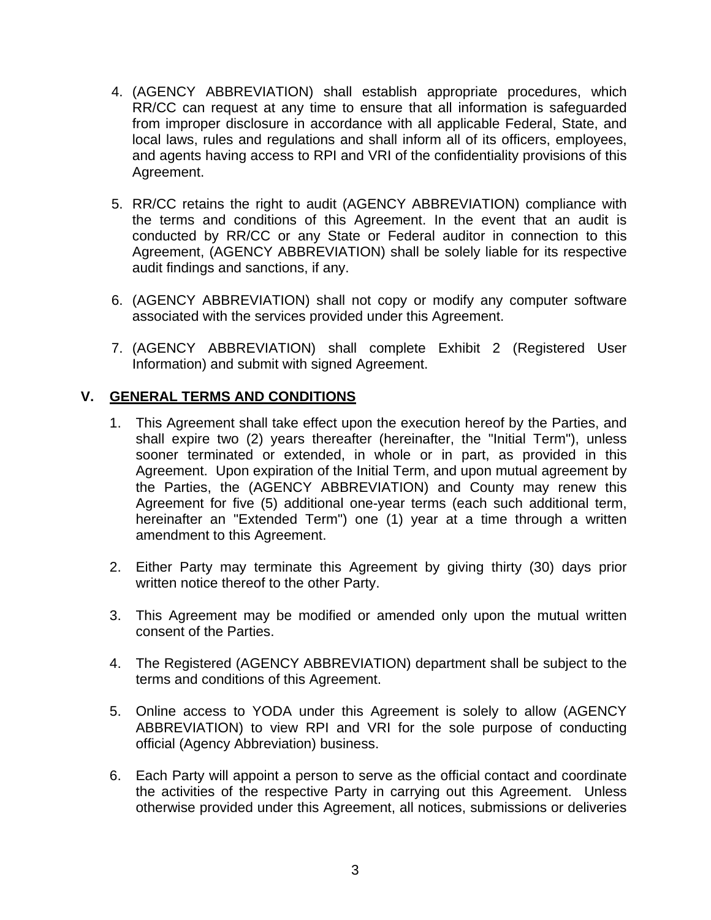4. (AGENCY ABBREVIATION) shall establish appropriate procedures, which RR/CC can request at any time to ensure that all information is safeguarded from improper disclosure in accordance with all applicable Federal, State, and local laws, rules and regulations and shall inform all of its officers, employees, and agents having access to RPI and VRI of the confidentiality provisions of this Agreement.

5. RR/CC retains the right to audit (AGENCY ABBREVIATION) compliance with the terms and conditions of this Agreement. In the event that an audit is conducted by RR/CC or any State or Federal auditor in connection to this Agreement, (AGENCY ABBREVIATION) shall be solely liable for its respective audit findings and sanctions, if any.

6. (AGENCY ABBREVIATION) shall not copy or modify any computer software associated with the services provided under this Agreement.

7. (AGENCY ABBREVIATION) shall complete Exhibit 2 (Registered User Information) and submit with signed Agreement.

## V. <u>GENERAL TERMS AND CONDITIONS</u>

1. This Agreement shall take effect upon the execution hereof by the Parties, and shall expire two (2) years thereafter (hereinafter, the "Initial Term"), unless sooner terminated or extended, in whole or in part, as provided in this Agreement. Upon expiration of the Initial Term, and upon mutual agreement by the Parties, the (AGENCY ABBREVIATION) and County may renew this Agreement for five (5) additional one-year terms (each such additional term, hereinafter an "Extended Term") one (1) year at a time through a written amendment to this Agreement.

2. Either Party may terminate this Agreement by giving thirty (30) days prior written notice thereof to the other Party.

3. This Agreement may be modified or amended only upon the mutual written consent of the Parties.

4. The Registered (AGENCY ABBREVIATION) department shall be subject to the terms and conditions of this Agreement.

5. Online access to YODA under this Agreement is solely to allow (AGENCY ABBREVIATION) to view RPI and VRI for the sole purpose of conducting official (Agency Abbreviation) business.

6. Each Party will appoint a person to serve as the official contact and coordinate the activities of the respective Party in carrying out this Agreement. Unless otherwise provided under this Agreement, all notices, submissions or deliveries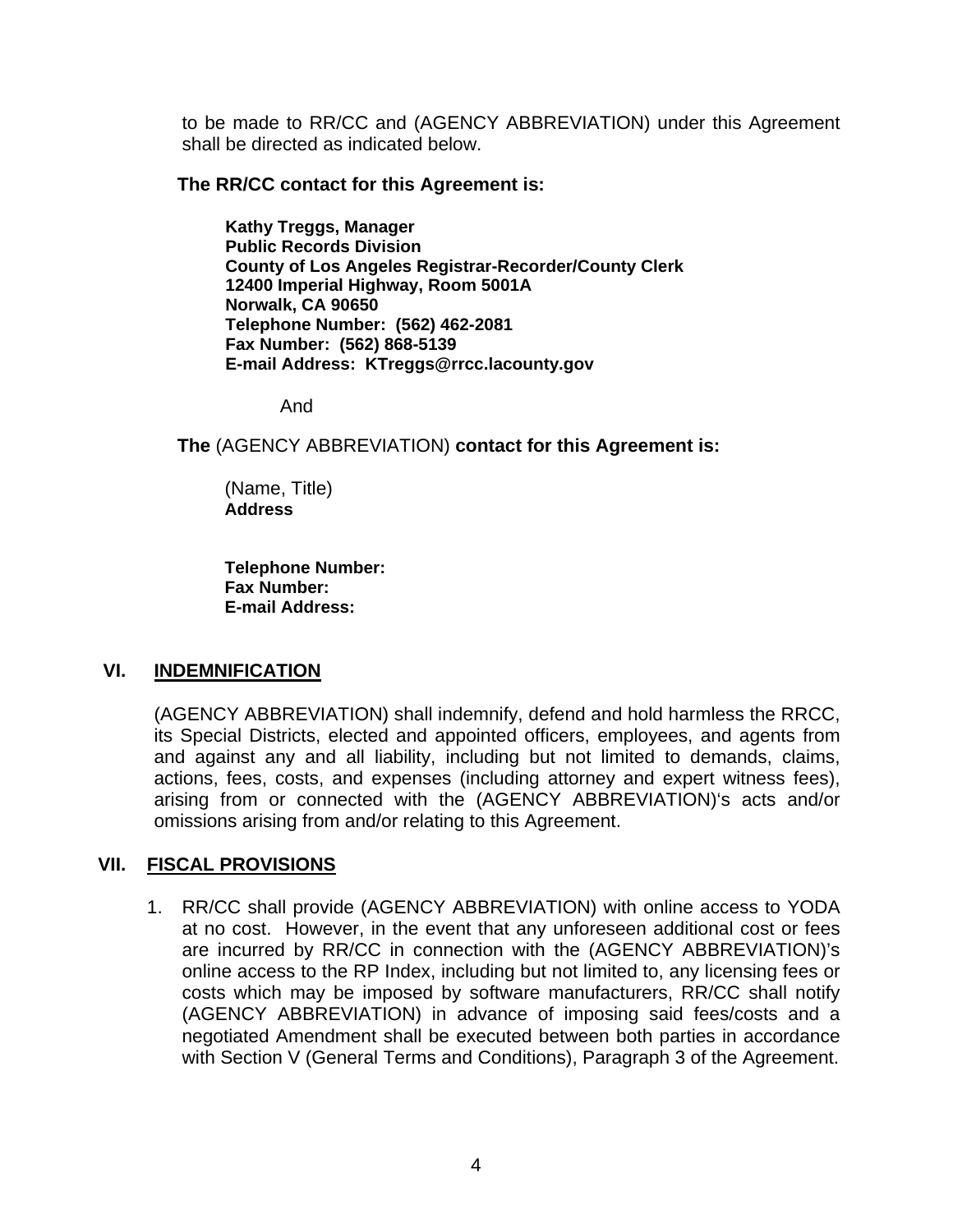to be made to RR/CC and (AGENCY ABBREVIATION) under this Agreement shall be directed as indicated below.

**The RR/CC contact for this Agreement is:**

**Kathy Treggs, Manager**
**Public Records Division**
**County of Los Angeles Registrar-Recorder/County Clerk**
**12400 Imperial Highway, Room 5001A**
**Norwalk, CA 90650**
**Telephone Number: (562) 462-2081**
**Fax Number: (562) 868-5139**
**E-mail Address: KTreggs@rrcc.lacounty.gov**

And

**The** (AGENCY ABBREVIATION) **contact for this Agreement is:**

(Name, Title)
**Address**

**Telephone Number:**
**Fax Number:**
**E-mail Address:**

## VI. INDEMNIFICATION

(AGENCY ABBREVIATION) shall indemnify, defend and hold harmless the RRCC, its Special Districts, elected and appointed officers, employees, and agents from and against any and all liability, including but not limited to demands, claims, actions, fees, costs, and expenses (including attorney and expert witness fees), arising from or connected with the (AGENCY ABBREVIATION)'s acts and/or omissions arising from and/or relating to this Agreement.

## VII. FISCAL PROVISIONS

1. RR/CC shall provide (AGENCY ABBREVIATION) with online access to YODA at no cost. However, in the event that any unforeseen additional cost or fees are incurred by RR/CC in connection with the (AGENCY ABBREVIATION)'s online access to the RP Index, including but not limited to, any licensing fees or costs which may be imposed by software manufacturers, RR/CC shall notify (AGENCY ABBREVIATION) in advance of imposing said fees/costs and a negotiated Amendment shall be executed between both parties in accordance with Section V (General Terms and Conditions), Paragraph 3 of the Agreement.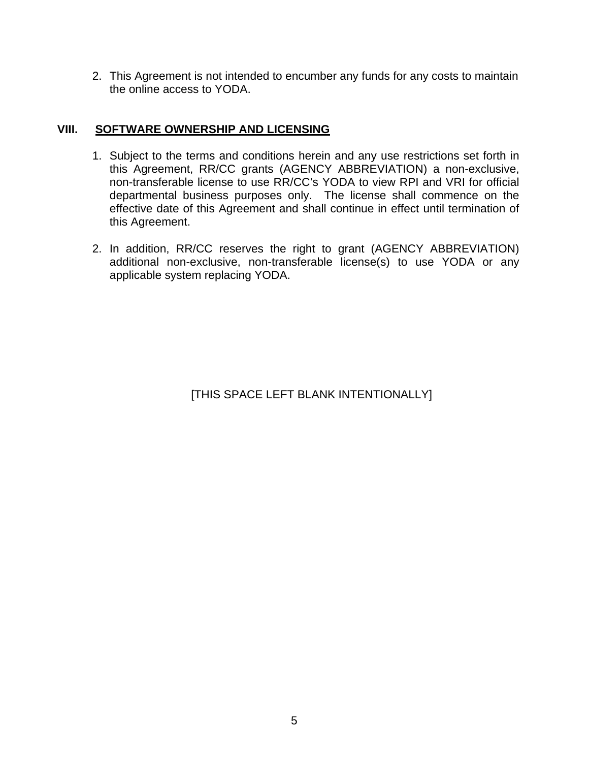2. This Agreement is not intended to encumber any funds for any costs to maintain the online access to YODA.

## VIII. SOFTWARE OWNERSHIP AND LICENSING

1. Subject to the terms and conditions herein and any use restrictions set forth in this Agreement, RR/CC grants (AGENCY ABBREVIATION) a non-exclusive, non-transferable license to use RR/CC's YODA to view RPI and VRI for official departmental business purposes only. The license shall commence on the effective date of this Agreement and shall continue in effect until termination of this Agreement.

2. In addition, RR/CC reserves the right to grant (AGENCY ABBREVIATION) additional non-exclusive, non-transferable license(s) to use YODA or any applicable system replacing YODA.

[THIS SPACE LEFT BLANK INTENTIONALLY]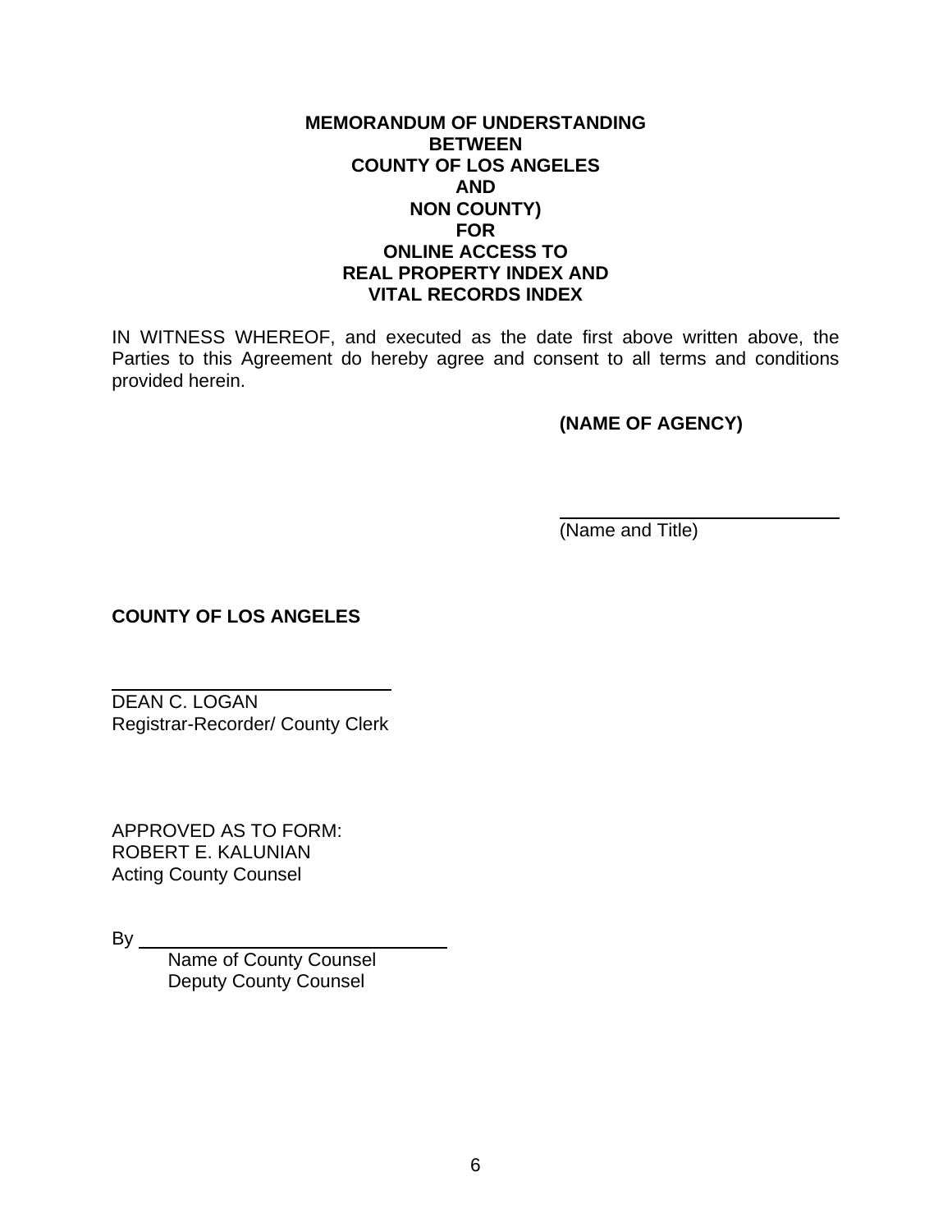**MEMORANDUM OF UNDERSTANDING**
**BETWEEN**
**COUNTY OF LOS ANGELES**
**AND**
**NON COUNTY)**
**FOR**
**ONLINE ACCESS TO**
**REAL PROPERTY INDEX AND**
**VITAL RECORDS INDEX**

IN WITNESS WHEREOF, and executed as the date first above written above, the Parties to this Agreement do hereby agree and consent to all terms and conditions provided herein.

**(NAME OF AGENCY)**

\_\_\_\_\_\_\_\_\_\_\_\_\_\_\_\_\_\_\_\_\_\_\_\_\_\_\_\_
(Name and Title)

**COUNTY OF LOS ANGELES**

\_\_\_\_\_\_\_\_\_\_\_\_\_\_\_\_\_\_\_\_\_\_\_\_\_\_\_\_
DEAN C. LOGAN
Registrar-Recorder/ County Clerk

APPROVED AS TO FORM:
ROBERT E. KALUNIAN
Acting County Counsel

By \_\_\_\_\_\_\_\_\_\_\_\_\_\_\_\_\_\_\_\_\_\_\_\_\_\_\_\_
Name of County Counsel
Deputy County Counsel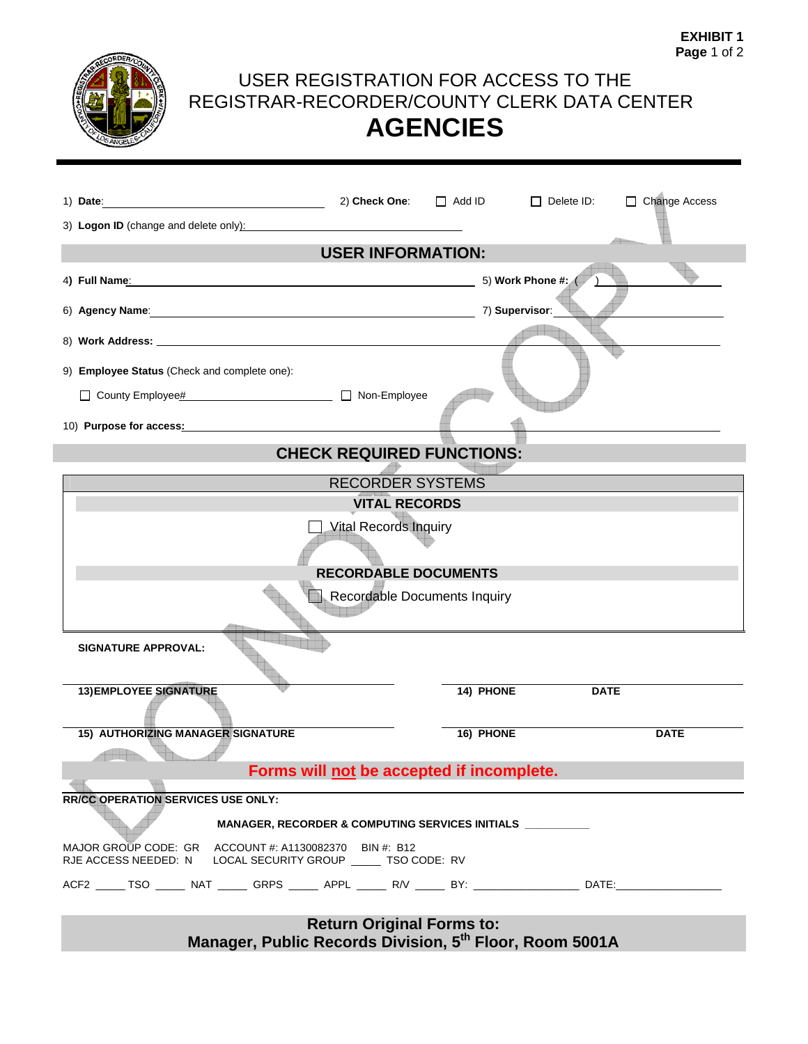**EXHIBIT 1**
**Page** 1 of 2

# USER REGISTRATION FOR ACCESS TO THE REGISTRAR-RECORDER/COUNTY CLERK DATA CENTER
# AGENCIES

1) **Date**:______________________ 2) **Check One**: ☐ Add ID ☐ Delete ID: ☐ Change Access

3) **Logon ID** (change and delete only):______________________

## USER INFORMATION:

4) **Full Name**:______________________ 5) **Work Phone #:** (   )__________

6) **Agency Name**:______________________ 7) **Supervisor**:__________

8) **Work Address:** ______________________

9) **Employee Status** (Check and complete one):

☐ County Employee#______________ ☐ Non-Employee

10) **Purpose for access**:______________________

## CHECK REQUIRED FUNCTIONS:

### RECORDER SYSTEMS

**VITAL RECORDS**

☐ Vital Records Inquiry

**RECORDABLE DOCUMENTS**

☐ Recordable Documents Inquiry

**SIGNATURE APPROVAL:**

______________________ ______________________
**13)EMPLOYEE SIGNATURE** **14) PHONE** **DATE**

______________________ ______________________
**15) AUTHORIZING MANAGER SIGNATURE** **16) PHONE** **DATE**

**Forms will not be accepted if incomplete.**

**RR/CC OPERATION SERVICES USE ONLY:**

**MANAGER, RECORDER & COMPUTING SERVICES INITIALS** __________

MAJOR GROUP CODE: GR ACCOUNT #: A1130082370 BIN #: B12
RJE ACCESS NEEDED: N LOCAL SECURITY GROUP _____ TSO CODE: RV

ACF2 _____ TSO _____ NAT _____ GRPS _____ APPL _____ R/V _____ BY: ______________ DATE:______________

**Return Original Forms to:**
**Manager, Public Records Division, 5th Floor, Room 5001A**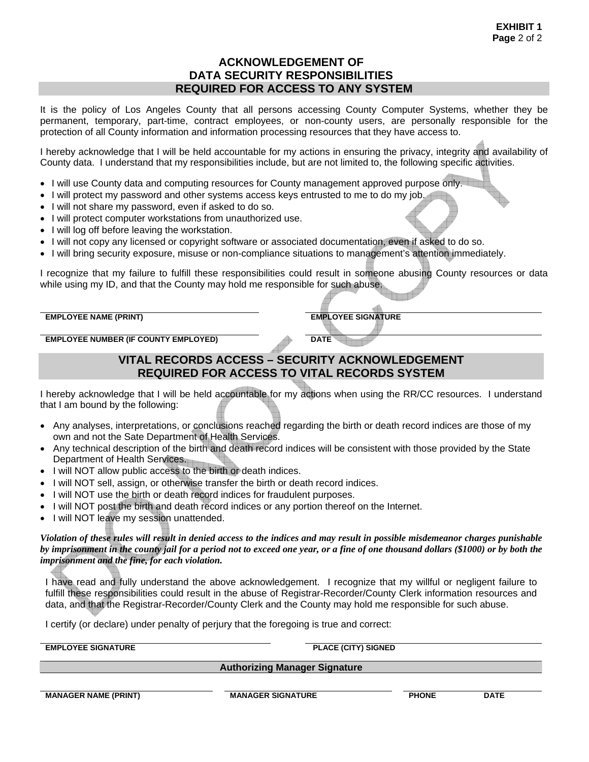**EXHIBIT 1**
**Page** 2 of 2

## ACKNOWLEDGEMENT OF DATA SECURITY RESPONSIBILITIES

## REQUIRED FOR ACCESS TO ANY SYSTEM

It is the policy of Los Angeles County that all persons accessing County Computer Systems, whether they be permanent, temporary, part-time, contract employees, or non-county users, are personally responsible for the protection of all County information and information processing resources that they have access to.

I hereby acknowledge that I will be held accountable for my actions in ensuring the privacy, integrity and availability of County data. I understand that my responsibilities include, but are not limited to, the following specific activities.

- I will use County data and computing resources for County management approved purpose only.
- I will protect my password and other systems access keys entrusted to me to do my job.
- I will not share my password, even if asked to do so.
- I will protect computer workstations from unauthorized use.
- I will log off before leaving the workstation.
- I will not copy any licensed or copyright software or associated documentation, even if asked to do so.
- I will bring security exposure, misuse or non-compliance situations to management's attention immediately.

I recognize that my failure to fulfill these responsibilities could result in someone abusing County resources or data while using my ID, and that the County may hold me responsible for such abuse.

| | |
|---|---|
| **EMPLOYEE NAME (PRINT)** | **EMPLOYEE SIGNATURE** |
| **EMPLOYEE NUMBER (IF COUNTY EMPLOYED)** | **DATE** |

## VITAL RECORDS ACCESS – SECURITY ACKNOWLEDGEMENT

## REQUIRED FOR ACCESS TO VITAL RECORDS SYSTEM

I hereby acknowledge that I will be held accountable for my actions when using the RR/CC resources. I understand that I am bound by the following:

- Any analyses, interpretations, or conclusions reached regarding the birth or death record indices are those of my own and not the Sate Department of Health Services.
- Any technical description of the birth and death record indices will be consistent with those provided by the State Department of Health Services.
- I will NOT allow public access to the birth or death indices.
- I will NOT sell, assign, or otherwise transfer the birth or death record indices.
- I will NOT use the birth or death record indices for fraudulent purposes.
- I will NOT post the birth and death record indices or any portion thereof on the Internet.
- I will NOT leave my session unattended.

***Violation of these rules will result in denied access to the indices and may result in possible misdemeanor charges punishable by imprisonment in the county jail for a period not to exceed one year, or a fine of one thousand dollars ($1000) or by both the imprisonment and the fine, for each violation.***

I have read and fully understand the above acknowledgement. I recognize that my willful or negligent failure to fulfill these responsibilities could result in the abuse of Registrar-Recorder/County Clerk information resources and data, and that the Registrar-Recorder/County Clerk and the County may hold me responsible for such abuse.

I certify (or declare) under penalty of perjury that the foregoing is true and correct:

| | |
|---|---|
| **EMPLOYEE SIGNATURE** | **PLACE (CITY) SIGNED** |

**Authorizing Manager Signature**

| | | | |
|---|---|---|---|
| **MANAGER NAME (PRINT)** | **MANAGER SIGNATURE** | **PHONE** | **DATE** |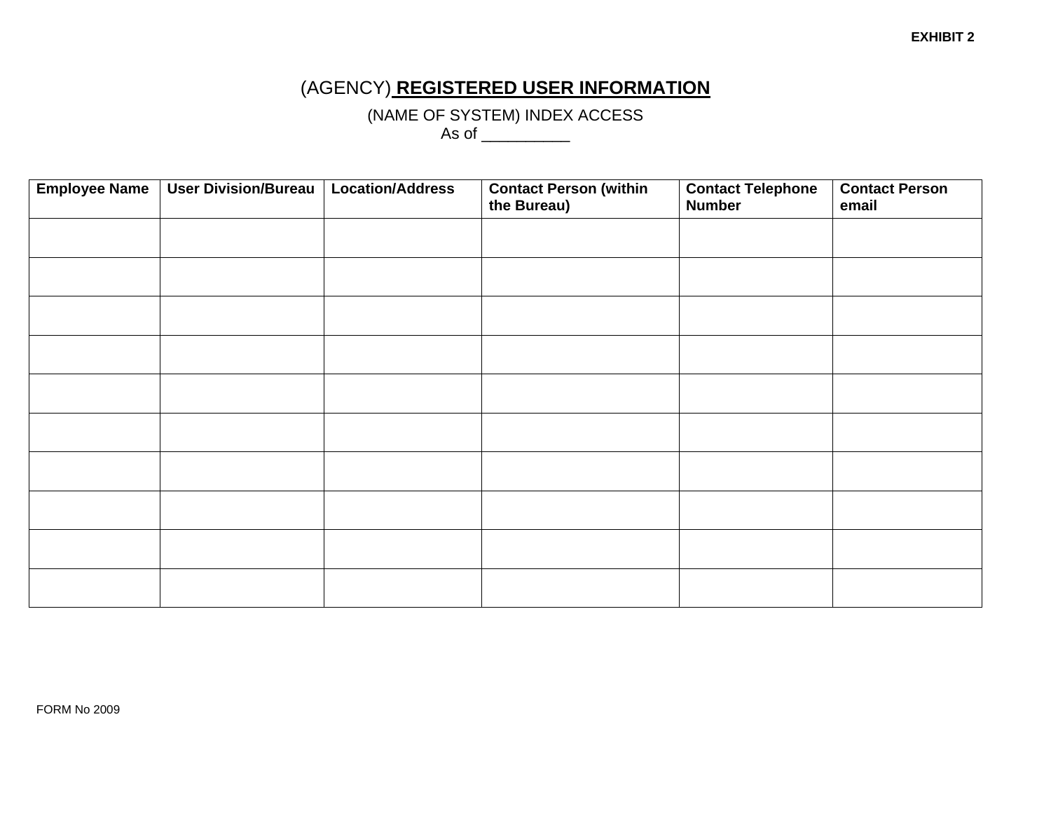**EXHIBIT 2**

# (AGENCY) **REGISTERED USER INFORMATION**

(NAME OF SYSTEM) INDEX ACCESS
As of __________

| **Employee Name** | **User Division/Bureau** | **Location/Address** | **Contact Person (within the Bureau)** | **Contact Telephone Number** | **Contact Person email** |
|---|---|---|---|---|---|
| | | | | | |
| | | | | | |
| | | | | | |
| | | | | | |
| | | | | | |
| | | | | | |
| | | | | | |
| | | | | | |
| | | | | | |
| | | | | | |

FORM No 2009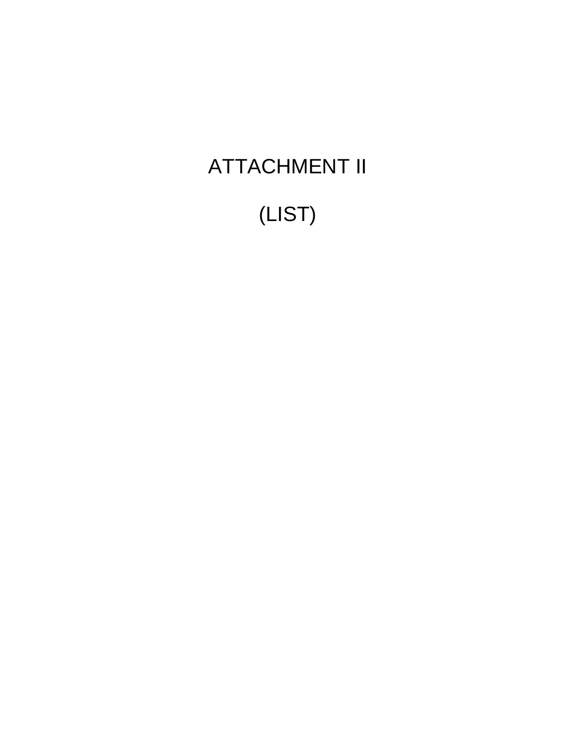# ATTACHMENT II

# (LIST)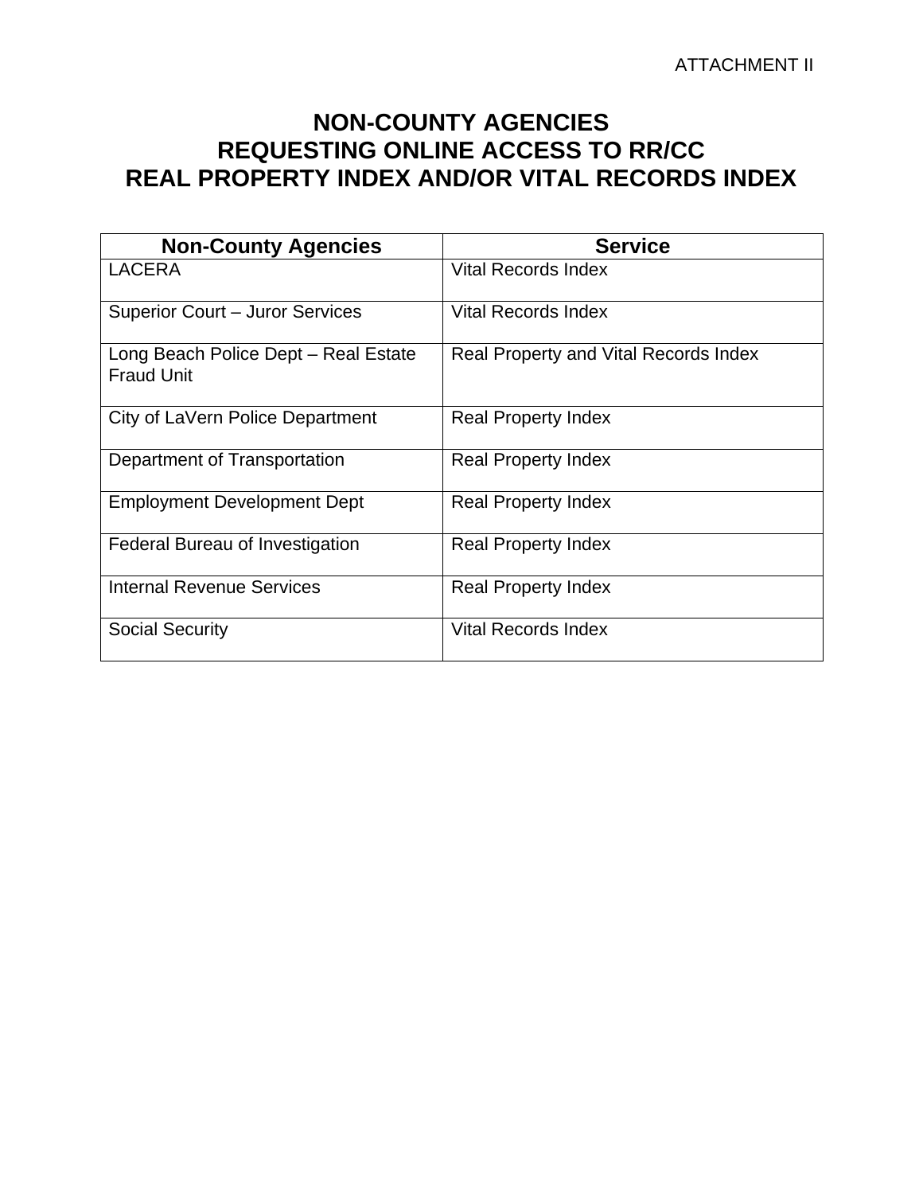ATTACHMENT II

# NON-COUNTY AGENCIES
# REQUESTING ONLINE ACCESS TO RR/CC
# REAL PROPERTY INDEX AND/OR VITAL RECORDS INDEX

| Non-County Agencies | Service |
|---|---|
| LACERA | Vital Records Index |
| Superior Court – Juror Services | Vital Records Index |
| Long Beach Police Dept – Real Estate Fraud Unit | Real Property and Vital Records Index |
| City of LaVern Police Department | Real Property Index |
| Department of Transportation | Real Property Index |
| Employment Development Dept | Real Property Index |
| Federal Bureau of Investigation | Real Property Index |
| Internal Revenue Services | Real Property Index |
| Social Security | Vital Records Index |